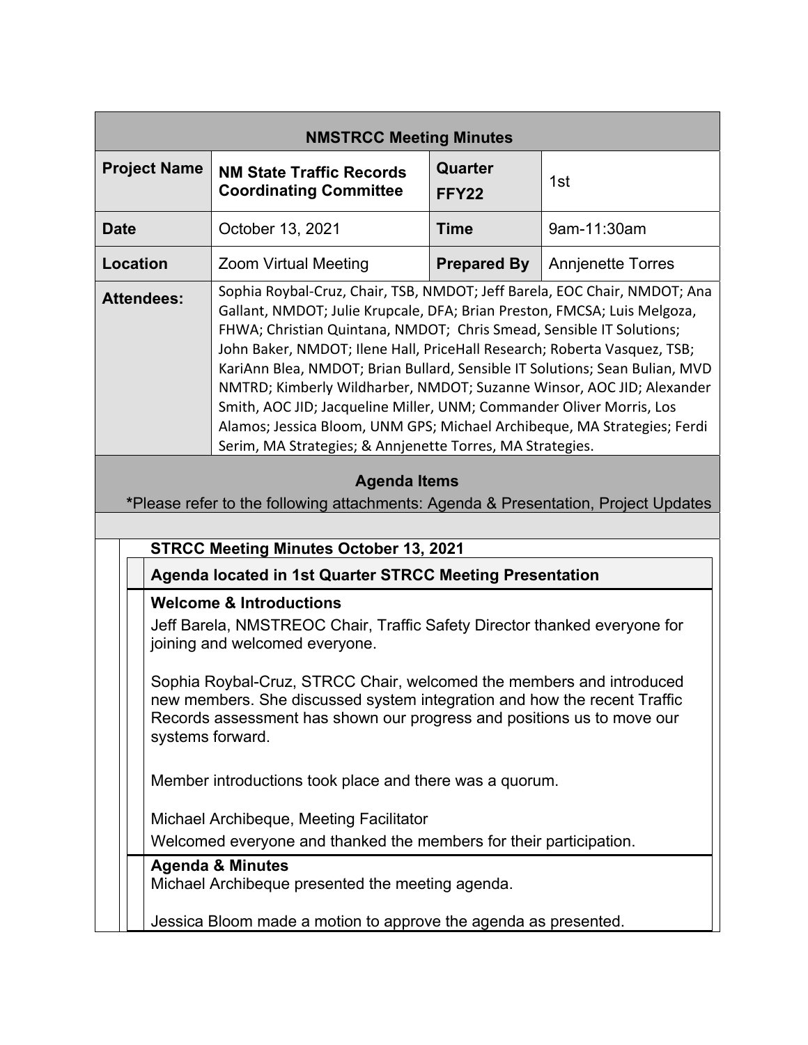## NMSTRCC Meeting Minutes

| **Project Name** | **NM State Traffic Records Coordinating Committee** | **Quarter FFY22** | 1st |
|---|---|---|---|
| **Date** | October 13, 2021 | **Time** | 9am-11:30am |
| **Location** | Zoom Virtual Meeting | **Prepared By** | Annjenette Torres |
| **Attendees:** | Sophia Roybal-Cruz, Chair, TSB, NMDOT; Jeff Barela, EOC Chair, NMDOT; Ana Gallant, NMDOT; Julie Krupcale, DFA; Brian Preston, FMCSA; Luis Melgoza, FHWA; Christian Quintana, NMDOT; Chris Smead, Sensible IT Solutions; John Baker, NMDOT; Ilene Hall, PriceHall Research; Roberta Vasquez, TSB; KariAnn Blea, NMDOT; Brian Bullard, Sensible IT Solutions; Sean Bulian, MVD NMTRD; Kimberly Wildharber, NMDOT; Suzanne Winsor, AOC JID; Alexander Smith, AOC JID; Jacqueline Miller, UNM; Commander Oliver Morris, Los Alamos; Jessica Bloom, UNM GPS; Michael Archibeque, MA Strategies; Ferdi Serim, MA Strategies; & Annjenette Torres, MA Strategies. | | |

### Agenda Items

*Please refer to the following attachments: Agenda & Presentation, Project Updates

**STRCC Meeting Minutes October 13, 2021**

**Agenda located in 1st Quarter STRCC Meeting Presentation**

**Welcome & Introductions**

Jeff Barela, NMSTREOC Chair, Traffic Safety Director thanked everyone for joining and welcomed everyone.

Sophia Roybal-Cruz, STRCC Chair, welcomed the members and introduced new members. She discussed system integration and how the recent Traffic Records assessment has shown our progress and positions us to move our systems forward.

Member introductions took place and there was a quorum.

Michael Archibeque, Meeting Facilitator

Welcomed everyone and thanked the members for their participation.

**Agenda & Minutes**

Michael Archibeque presented the meeting agenda.

Jessica Bloom made a motion to approve the agenda as presented.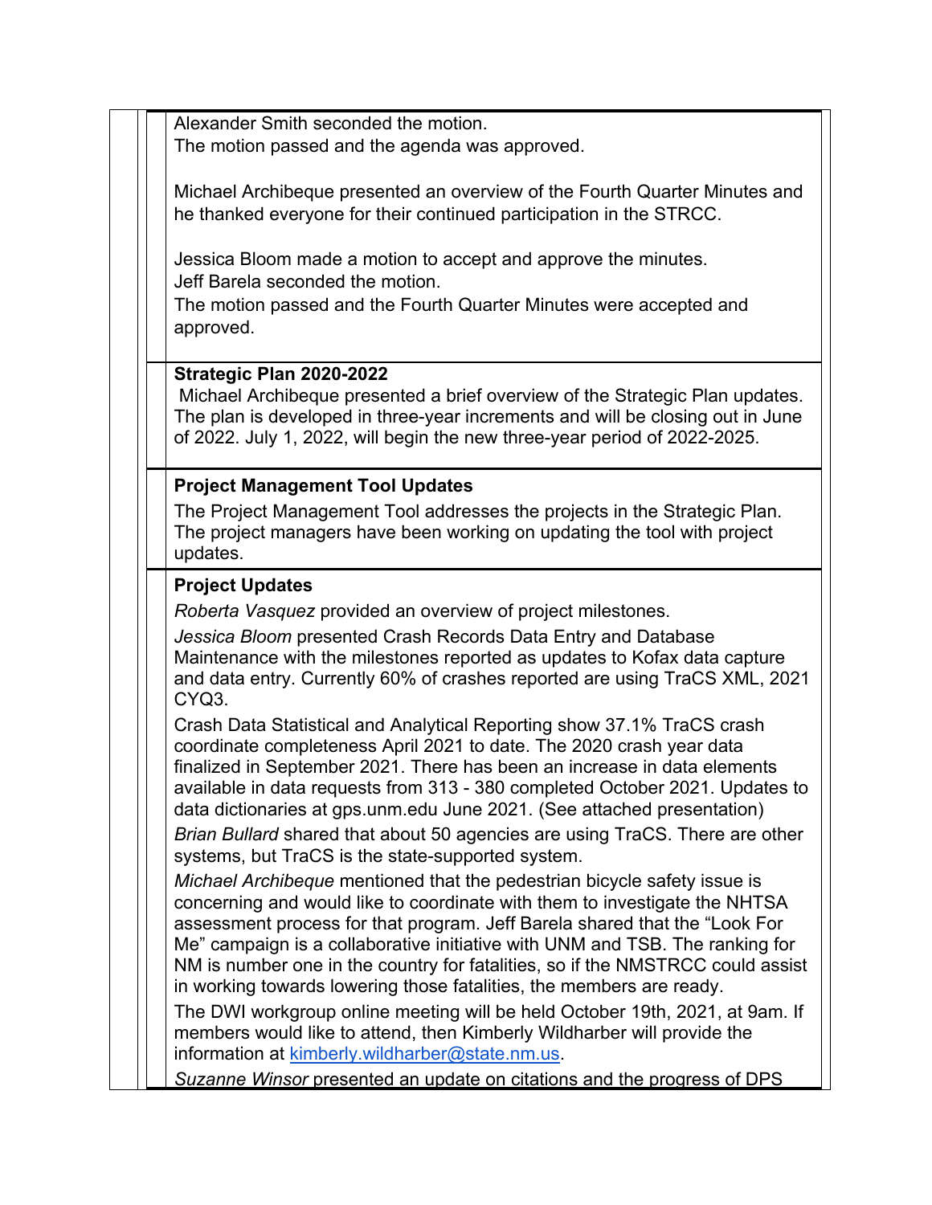Alexander Smith seconded the motion.
The motion passed and the agenda was approved.

Michael Archibeque presented an overview of the Fourth Quarter Minutes and he thanked everyone for their continued participation in the STRCC.

Jessica Bloom made a motion to accept and approve the minutes.
Jeff Barela seconded the motion.
The motion passed and the Fourth Quarter Minutes were accepted and approved.

**Strategic Plan 2020-2022**

Michael Archibeque presented a brief overview of the Strategic Plan updates. The plan is developed in three-year increments and will be closing out in June of 2022. July 1, 2022, will begin the new three-year period of 2022-2025.

**Project Management Tool Updates**

The Project Management Tool addresses the projects in the Strategic Plan. The project managers have been working on updating the tool with project updates.

**Project Updates**

*Roberta Vasquez* provided an overview of project milestones.

*Jessica Bloom* presented Crash Records Data Entry and Database Maintenance with the milestones reported as updates to Kofax data capture and data entry. Currently 60% of crashes reported are using TraCS XML, 2021 CYQ3.

Crash Data Statistical and Analytical Reporting show 37.1% TraCS crash coordinate completeness April 2021 to date. The 2020 crash year data finalized in September 2021. There has been an increase in data elements available in data requests from 313 - 380 completed October 2021. Updates to data dictionaries at gps.unm.edu June 2021. (See attached presentation)

*Brian Bullard* shared that about 50 agencies are using TraCS. There are other systems, but TraCS is the state-supported system.

*Michael Archibeque* mentioned that the pedestrian bicycle safety issue is concerning and would like to coordinate with them to investigate the NHTSA assessment process for that program. Jeff Barela shared that the "Look For Me" campaign is a collaborative initiative with UNM and TSB. The ranking for NM is number one in the country for fatalities, so if the NMSTRCC could assist in working towards lowering those fatalities, the members are ready.

The DWI workgroup online meeting will be held October 19th, 2021, at 9am. If members would like to attend, then Kimberly Wildharber will provide the information at kimberly.wildharber@state.nm.us.

*Suzanne Winsor* presented an update on citations and the progress of DPS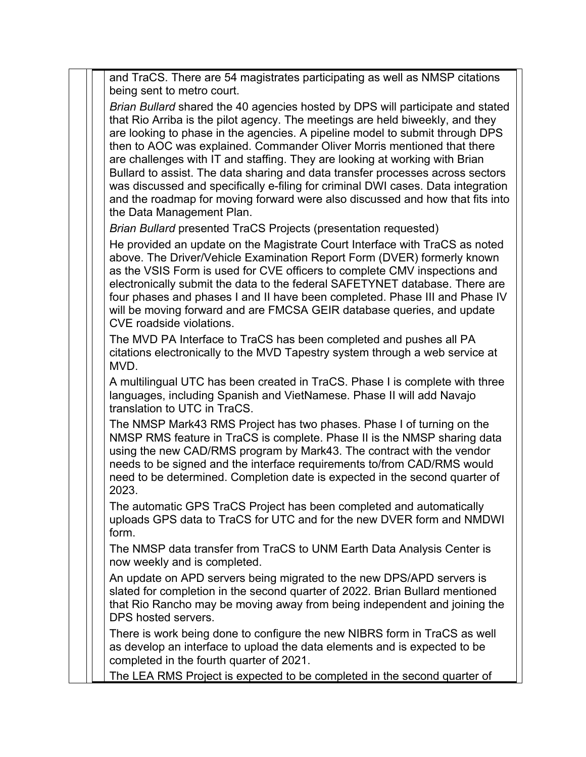and TraCS. There are 54 magistrates participating as well as NMSP citations being sent to metro court.

*Brian Bullard* shared the 40 agencies hosted by DPS will participate and stated that Rio Arriba is the pilot agency. The meetings are held biweekly, and they are looking to phase in the agencies. A pipeline model to submit through DPS then to AOC was explained. Commander Oliver Morris mentioned that there are challenges with IT and staffing. They are looking at working with Brian Bullard to assist. The data sharing and data transfer processes across sectors was discussed and specifically e-filing for criminal DWI cases. Data integration and the roadmap for moving forward were also discussed and how that fits into the Data Management Plan.

*Brian Bullard* presented TraCS Projects (presentation requested)

He provided an update on the Magistrate Court Interface with TraCS as noted above. The Driver/Vehicle Examination Report Form (DVER) formerly known as the VSIS Form is used for CVE officers to complete CMV inspections and electronically submit the data to the federal SAFETYNET database. There are four phases and phases I and II have been completed. Phase III and Phase IV will be moving forward and are FMCSA GEIR database queries, and update CVE roadside violations.

The MVD PA Interface to TraCS has been completed and pushes all PA citations electronically to the MVD Tapestry system through a web service at MVD.

A multilingual UTC has been created in TraCS. Phase I is complete with three languages, including Spanish and VietNamese. Phase II will add Navajo translation to UTC in TraCS.

The NMSP Mark43 RMS Project has two phases. Phase I of turning on the NMSP RMS feature in TraCS is complete. Phase II is the NMSP sharing data using the new CAD/RMS program by Mark43. The contract with the vendor needs to be signed and the interface requirements to/from CAD/RMS would need to be determined. Completion date is expected in the second quarter of 2023.

The automatic GPS TraCS Project has been completed and automatically uploads GPS data to TraCS for UTC and for the new DVER form and NMDWI form.

The NMSP data transfer from TraCS to UNM Earth Data Analysis Center is now weekly and is completed.

An update on APD servers being migrated to the new DPS/APD servers is slated for completion in the second quarter of 2022. Brian Bullard mentioned that Rio Rancho may be moving away from being independent and joining the DPS hosted servers.

There is work being done to configure the new NIBRS form in TraCS as well as develop an interface to upload the data elements and is expected to be completed in the fourth quarter of 2021.

The LEA RMS Project is expected to be completed in the second quarter of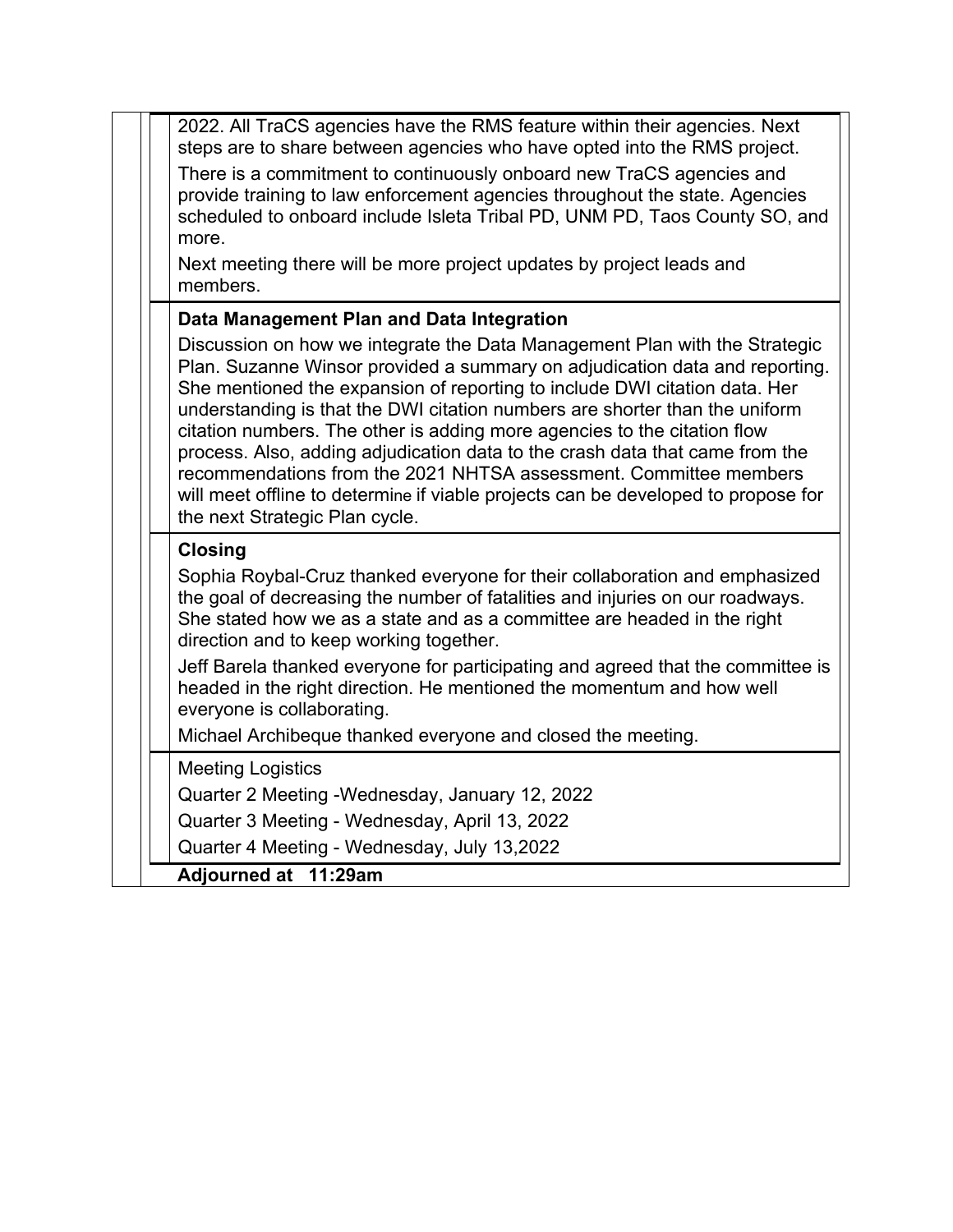2022. All TraCS agencies have the RMS feature within their agencies. Next steps are to share between agencies who have opted into the RMS project.

There is a commitment to continuously onboard new TraCS agencies and provide training to law enforcement agencies throughout the state. Agencies scheduled to onboard include Isleta Tribal PD, UNM PD, Taos County SO, and more.

Next meeting there will be more project updates by project leads and members.

**Data Management Plan and Data Integration**

Discussion on how we integrate the Data Management Plan with the Strategic Plan. Suzanne Winsor provided a summary on adjudication data and reporting. She mentioned the expansion of reporting to include DWI citation data. Her understanding is that the DWI citation numbers are shorter than the uniform citation numbers. The other is adding more agencies to the citation flow process. Also, adding adjudication data to the crash data that came from the recommendations from the 2021 NHTSA assessment. Committee members will meet offline to determine if viable projects can be developed to propose for the next Strategic Plan cycle.

**Closing**

Sophia Roybal-Cruz thanked everyone for their collaboration and emphasized the goal of decreasing the number of fatalities and injuries on our roadways. She stated how we as a state and as a committee are headed in the right direction and to keep working together.

Jeff Barela thanked everyone for participating and agreed that the committee is headed in the right direction. He mentioned the momentum and how well everyone is collaborating.

Michael Archibeque thanked everyone and closed the meeting.

Meeting Logistics

Quarter 2 Meeting -Wednesday, January 12, 2022

Quarter 3 Meeting - Wednesday, April 13, 2022

Quarter 4 Meeting - Wednesday, July 13,2022

**Adjourned at 11:29am**